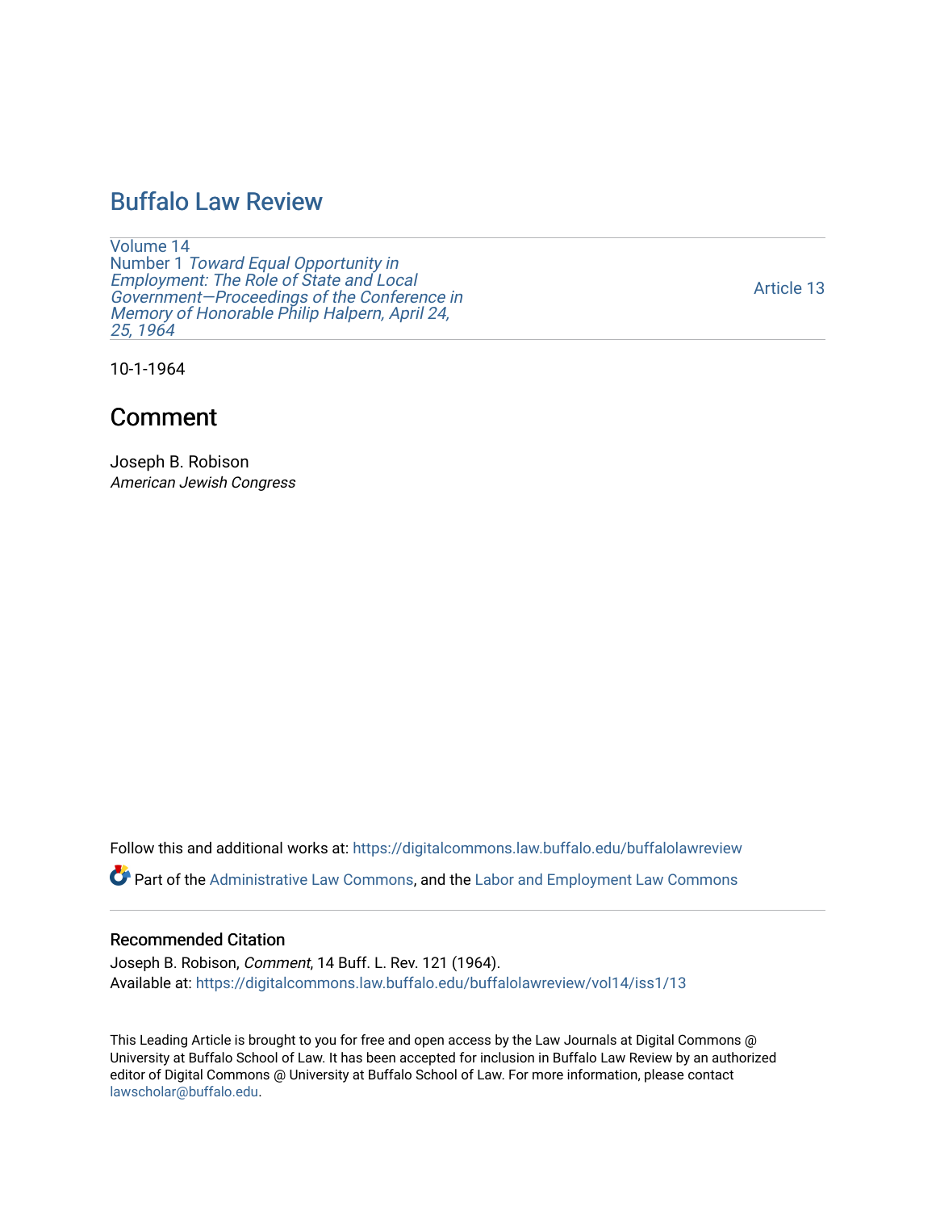# Buffalo Law Review

Volume 14
Number 1 *Toward Equal Opportunity in Employment: The Role of State and Local Government—Proceedings of the Conference in Memory of Honorable Philip Halpern, April 24, 25, 1964*

Article 13

10-1-1964

## Comment

Joseph B. Robison
*American Jewish Congress*

Follow this and additional works at: https://digitalcommons.law.buffalo.edu/buffalolawreview

Part of the Administrative Law Commons, and the Labor and Employment Law Commons

### Recommended Citation

Joseph B. Robison, *Comment*, 14 Buff. L. Rev. 121 (1964).
Available at: https://digitalcommons.law.buffalo.edu/buffalolawreview/vol14/iss1/13

This Leading Article is brought to you for free and open access by the Law Journals at Digital Commons @ University at Buffalo School of Law. It has been accepted for inclusion in Buffalo Law Review by an authorized editor of Digital Commons @ University at Buffalo School of Law. For more information, please contact lawscholar@buffalo.edu.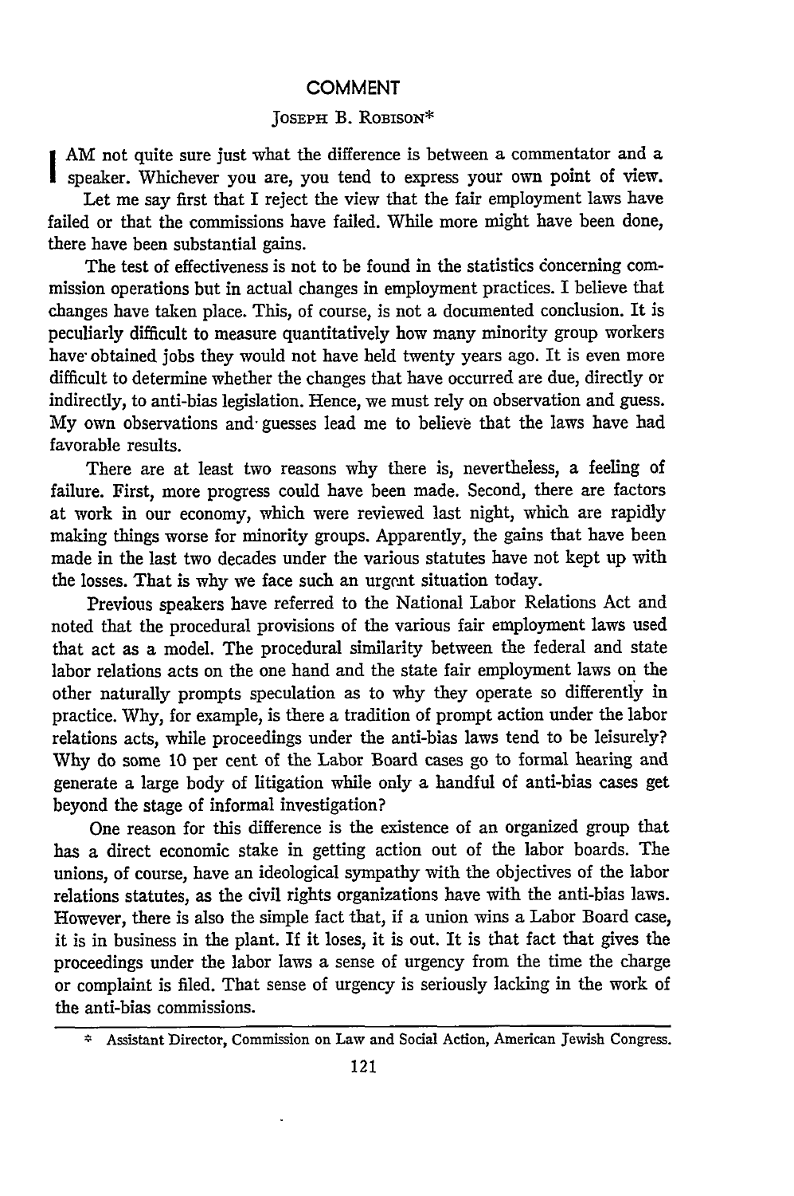## COMMENT

JOSEPH B. ROBISON*

I AM not quite sure just what the difference is between a commentator and a speaker. Whichever you are, you tend to express your own point of view.

Let me say first that I reject the view that the fair employment laws have failed or that the commissions have failed. While more might have been done, there have been substantial gains.

The test of effectiveness is not to be found in the statistics concerning commission operations but in actual changes in employment practices. I believe that changes have taken place. This, of course, is not a documented conclusion. It is peculiarly difficult to measure quantitatively how many minority group workers have obtained jobs they would not have held twenty years ago. It is even more difficult to determine whether the changes that have occurred are due, directly or indirectly, to anti-bias legislation. Hence, we must rely on observation and guess. My own observations and guesses lead me to believe that the laws have had favorable results.

There are at least two reasons why there is, nevertheless, a feeling of failure. First, more progress could have been made. Second, there are factors at work in our economy, which were reviewed last night, which are rapidly making things worse for minority groups. Apparently, the gains that have been made in the last two decades under the various statutes have not kept up with the losses. That is why we face such an urgent situation today.

Previous speakers have referred to the National Labor Relations Act and noted that the procedural provisions of the various fair employment laws used that act as a model. The procedural similarity between the federal and state labor relations acts on the one hand and the state fair employment laws on the other naturally prompts speculation as to why they operate so differently in practice. Why, for example, is there a tradition of prompt action under the labor relations acts, while proceedings under the anti-bias laws tend to be leisurely? Why do some 10 per cent of the Labor Board cases go to formal hearing and generate a large body of litigation while only a handful of anti-bias cases get beyond the stage of informal investigation?

One reason for this difference is the existence of an organized group that has a direct economic stake in getting action out of the labor boards. The unions, of course, have an ideological sympathy with the objectives of the labor relations statutes, as the civil rights organizations have with the anti-bias laws. However, there is also the simple fact that, if a union wins a Labor Board case, it is in business in the plant. If it loses, it is out. It is that fact that gives the proceedings under the labor laws a sense of urgency from the time the charge or complaint is filed. That sense of urgency is seriously lacking in the work of the anti-bias commissions.

---

* Assistant Director, Commission on Law and Social Action, American Jewish Congress.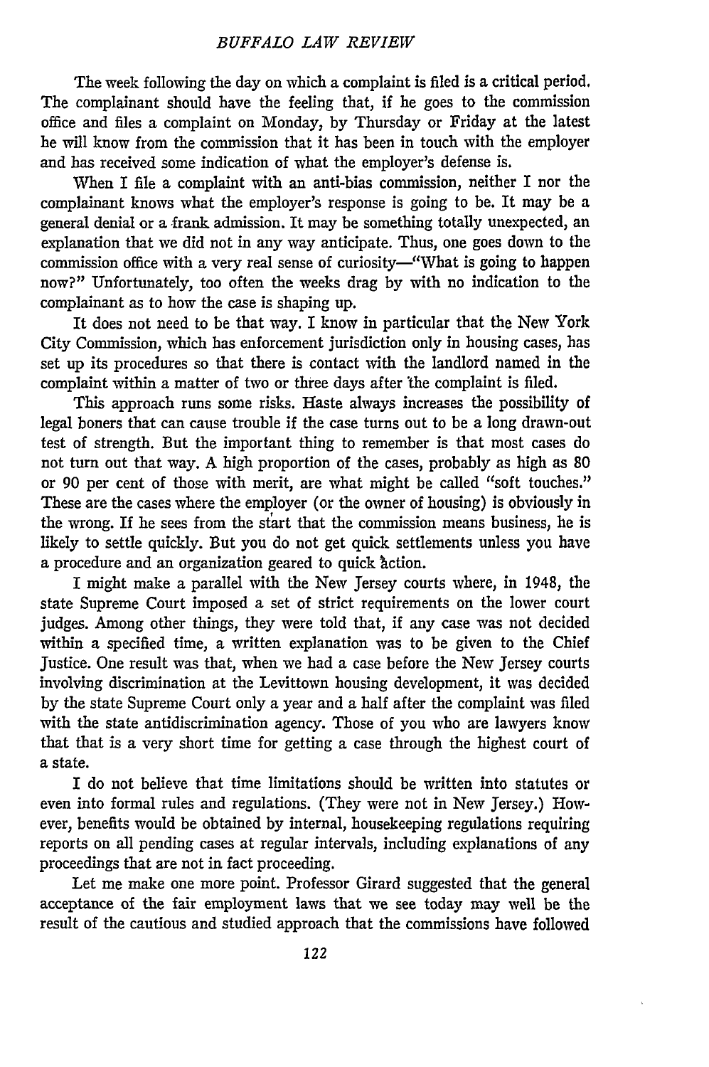The week following the day on which a complaint is filed is a critical period. The complainant should have the feeling that, if he goes to the commission office and files a complaint on Monday, by Thursday or Friday at the latest he will know from the commission that it has been in touch with the employer and has received some indication of what the employer's defense is.

When I file a complaint with an anti-bias commission, neither I nor the complainant knows what the employer's response is going to be. It may be a general denial or a frank admission. It may be something totally unexpected, an explanation that we did not in any way anticipate. Thus, one goes down to the commission office with a very real sense of curiosity—"What is going to happen now?" Unfortunately, too often the weeks drag by with no indication to the complainant as to how the case is shaping up.

It does not need to be that way. I know in particular that the New York City Commission, which has enforcement jurisdiction only in housing cases, has set up its procedures so that there is contact with the landlord named in the complaint within a matter of two or three days after the complaint is filed.

This approach runs some risks. Haste always increases the possibility of legal boners that can cause trouble if the case turns out to be a long drawn-out test of strength. But the important thing to remember is that most cases do not turn out that way. A high proportion of the cases, probably as high as 80 or 90 per cent of those with merit, are what might be called "soft touches." These are the cases where the employer (or the owner of housing) is obviously in the wrong. If he sees from the start that the commission means business, he is likely to settle quickly. But you do not get quick settlements unless you have a procedure and an organization geared to quick action.

I might make a parallel with the New Jersey courts where, in 1948, the state Supreme Court imposed a set of strict requirements on the lower court judges. Among other things, they were told that, if any case was not decided within a specified time, a written explanation was to be given to the Chief Justice. One result was that, when we had a case before the New Jersey courts involving discrimination at the Levittown housing development, it was decided by the state Supreme Court only a year and a half after the complaint was filed with the state antidiscrimination agency. Those of you who are lawyers know that that is a very short time for getting a case through the highest court of a state.

I do not believe that time limitations should be written into statutes or even into formal rules and regulations. (They were not in New Jersey.) However, benefits would be obtained by internal, housekeeping regulations requiring reports on all pending cases at regular intervals, including explanations of any proceedings that are not in fact proceeding.

Let me make one more point. Professor Girard suggested that the general acceptance of the fair employment laws that we see today may well be the result of the cautious and studied approach that the commissions have followed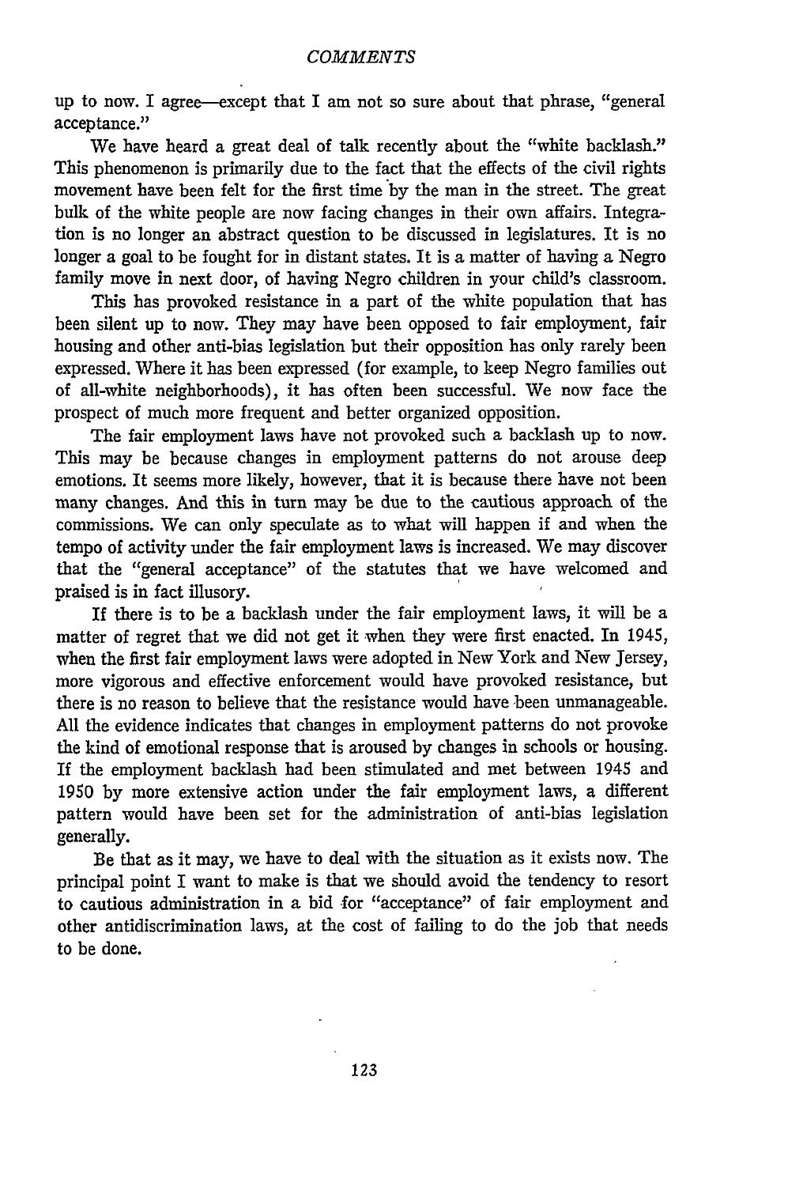up to now. I agree—except that I am not so sure about that phrase, "general acceptance."

We have heard a great deal of talk recently about the "white backlash." This phenomenon is primarily due to the fact that the effects of the civil rights movement have been felt for the first time by the man in the street. The great bulk of the white people are now facing changes in their own affairs. Integration is no longer an abstract question to be discussed in legislatures. It is no longer a goal to be fought for in distant states. It is a matter of having a Negro family move in next door, of having Negro children in your child's classroom.

This has provoked resistance in a part of the white population that has been silent up to now. They may have been opposed to fair employment, fair housing and other anti-bias legislation but their opposition has only rarely been expressed. Where it has been expressed (for example, to keep Negro families out of all-white neighborhoods), it has often been successful. We now face the prospect of much more frequent and better organized opposition.

The fair employment laws have not provoked such a backlash up to now. This may be because changes in employment patterns do not arouse deep emotions. It seems more likely, however, that it is because there have not been many changes. And this in turn may be due to the cautious approach of the commissions. We can only speculate as to what will happen if and when the tempo of activity under the fair employment laws is increased. We may discover that the "general acceptance" of the statutes that we have welcomed and praised is in fact illusory.

If there is to be a backlash under the fair employment laws, it will be a matter of regret that we did not get it when they were first enacted. In 1945, when the first fair employment laws were adopted in New York and New Jersey, more vigorous and effective enforcement would have provoked resistance, but there is no reason to believe that the resistance would have been unmanageable. All the evidence indicates that changes in employment patterns do not provoke the kind of emotional response that is aroused by changes in schools or housing. If the employment backlash had been stimulated and met between 1945 and 1950 by more extensive action under the fair employment laws, a different pattern would have been set for the administration of anti-bias legislation generally.

Be that as it may, we have to deal with the situation as it exists now. The principal point I want to make is that we should avoid the tendency to resort to cautious administration in a bid for "acceptance" of fair employment and other antidiscrimination laws, at the cost of failing to do the job that needs to be done.